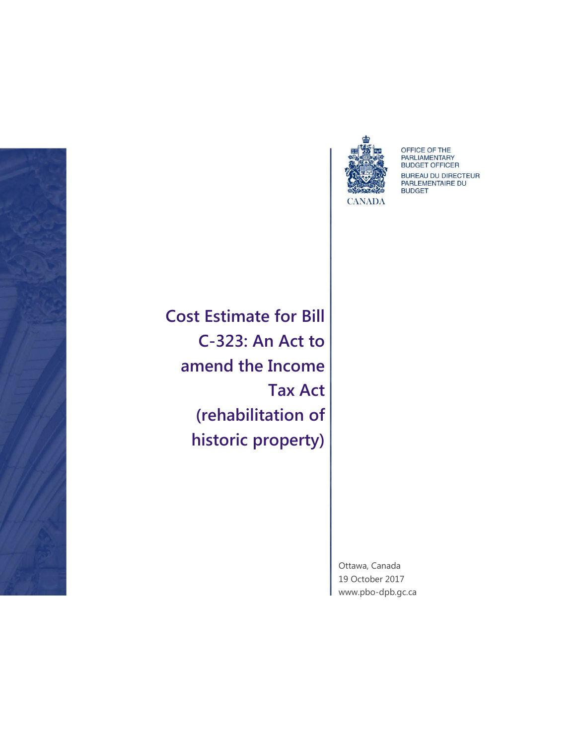OFFICE OF THE PARLIAMENTARY BUDGET OFFICER

BUREAU DU DIRECTEUR PARLEMENTAIRE DU BUDGET

CANADA

# Cost Estimate for Bill C-323: An Act to amend the Income Tax Act (rehabilitation of historic property)

Ottawa, Canada
19 October 2017
www.pbo-dpb.gc.ca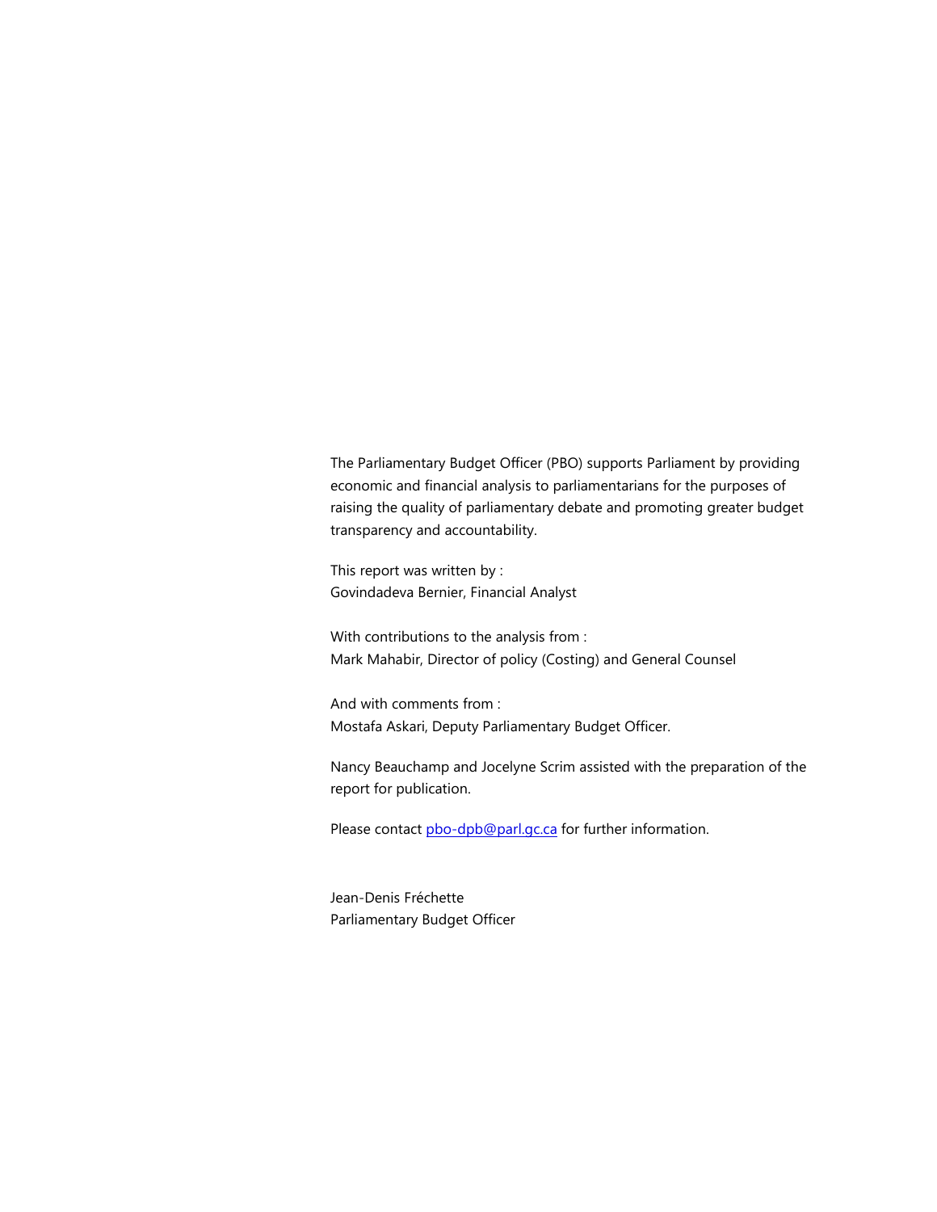The Parliamentary Budget Officer (PBO) supports Parliament by providing economic and financial analysis to parliamentarians for the purposes of raising the quality of parliamentary debate and promoting greater budget transparency and accountability.

This report was written by :
Govindadeva Bernier, Financial Analyst

With contributions to the analysis from :
Mark Mahabir, Director of policy (Costing) and General Counsel

And with comments from :
Mostafa Askari, Deputy Parliamentary Budget Officer.

Nancy Beauchamp and Jocelyne Scrim assisted with the preparation of the report for publication.

Please contact pbo-dpb@parl.gc.ca for further information.

Jean-Denis Fréchette
Parliamentary Budget Officer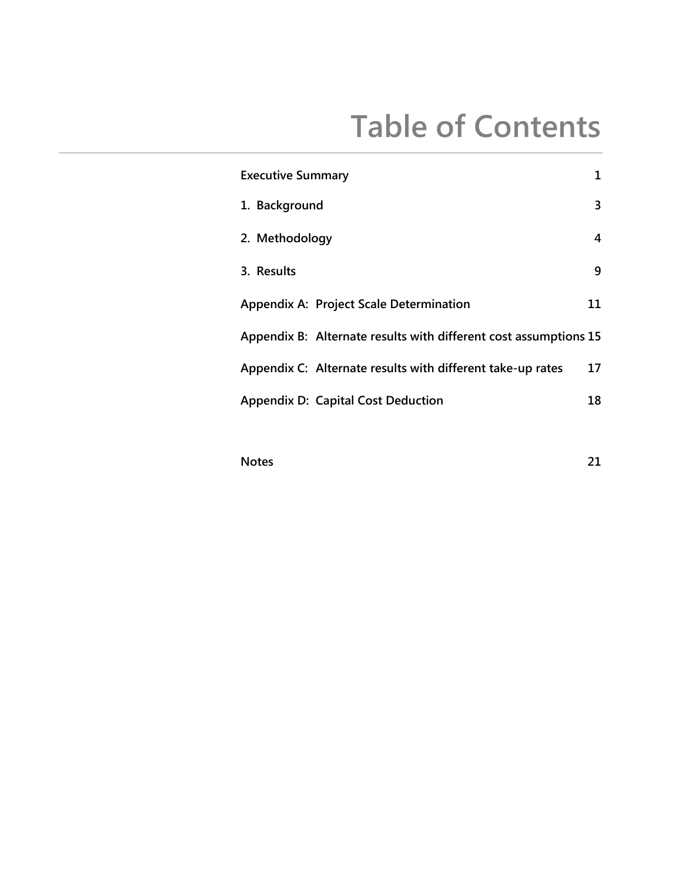# Table of Contents

| | |
|---|---|
| **Executive Summary** | **1** |
| **1. Background** | **3** |
| **2. Methodology** | **4** |
| **3. Results** | **9** |
| **Appendix A: Project Scale Determination** | **11** |
| **Appendix B: Alternate results with different cost assumptions** | **15** |
| **Appendix C: Alternate results with different take-up rates** | **17** |
| **Appendix D: Capital Cost Deduction** | **18** |
| **Notes** | **21** |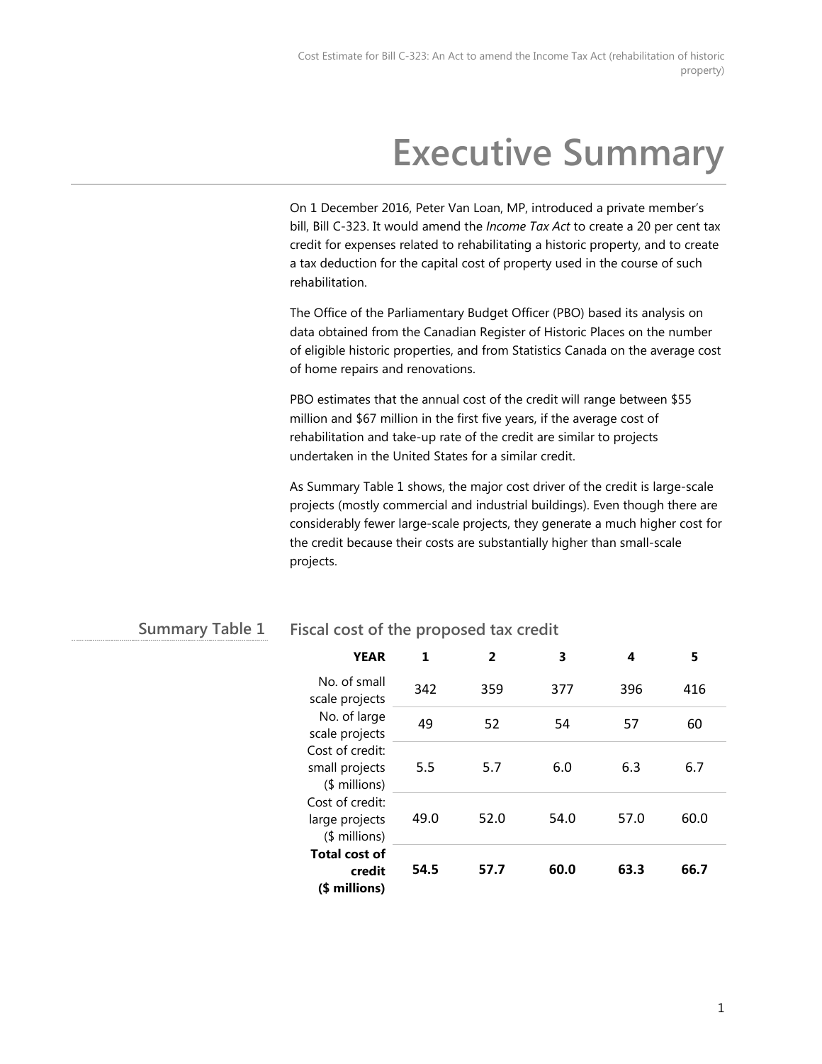# Executive Summary

On 1 December 2016, Peter Van Loan, MP, introduced a private member's bill, Bill C-323. It would amend the *Income Tax Act* to create a 20 per cent tax credit for expenses related to rehabilitating a historic property, and to create a tax deduction for the capital cost of property used in the course of such rehabilitation.

The Office of the Parliamentary Budget Officer (PBO) based its analysis on data obtained from the Canadian Register of Historic Places on the number of eligible historic properties, and from Statistics Canada on the average cost of home repairs and renovations.

PBO estimates that the annual cost of the credit will range between $55 million and $67 million in the first five years, if the average cost of rehabilitation and take-up rate of the credit are similar to projects undertaken in the United States for a similar credit.

As Summary Table 1 shows, the major cost driver of the credit is large-scale projects (mostly commercial and industrial buildings). Even though there are considerably fewer large-scale projects, they generate a much higher cost for the credit because their costs are substantially higher than small-scale projects.

**Summary Table 1** Fiscal cost of the proposed tax credit

| YEAR | 1 | 2 | 3 | 4 | 5 |
|---|---|---|---|---|---|
| No. of small scale projects | 342 | 359 | 377 | 396 | 416 |
| No. of large scale projects | 49 | 52 | 54 | 57 | 60 |
| Cost of credit: small projects ($ millions) | 5.5 | 5.7 | 6.0 | 6.3 | 6.7 |
| Cost of credit: large projects ($ millions) | 49.0 | 52.0 | 54.0 | 57.0 | 60.0 |
| **Total cost of credit ($ millions)** | **54.5** | **57.7** | **60.0** | **63.3** | **66.7** |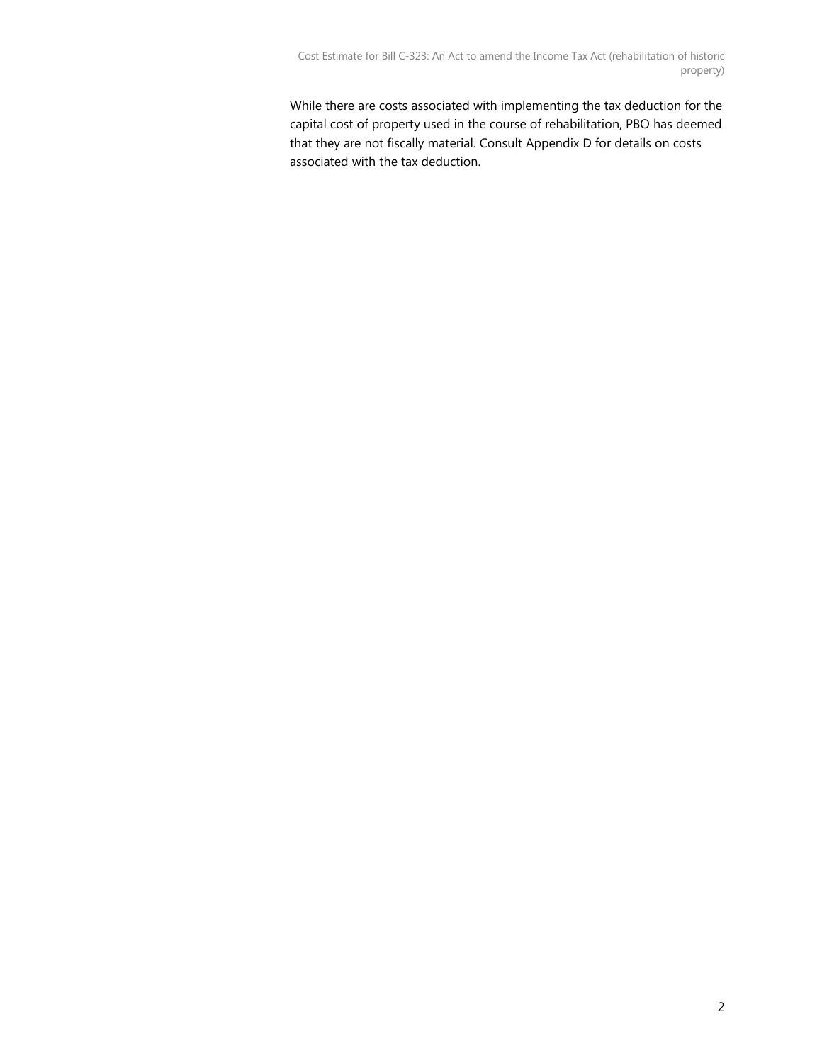While there are costs associated with implementing the tax deduction for the capital cost of property used in the course of rehabilitation, PBO has deemed that they are not fiscally material. Consult Appendix D for details on costs associated with the tax deduction.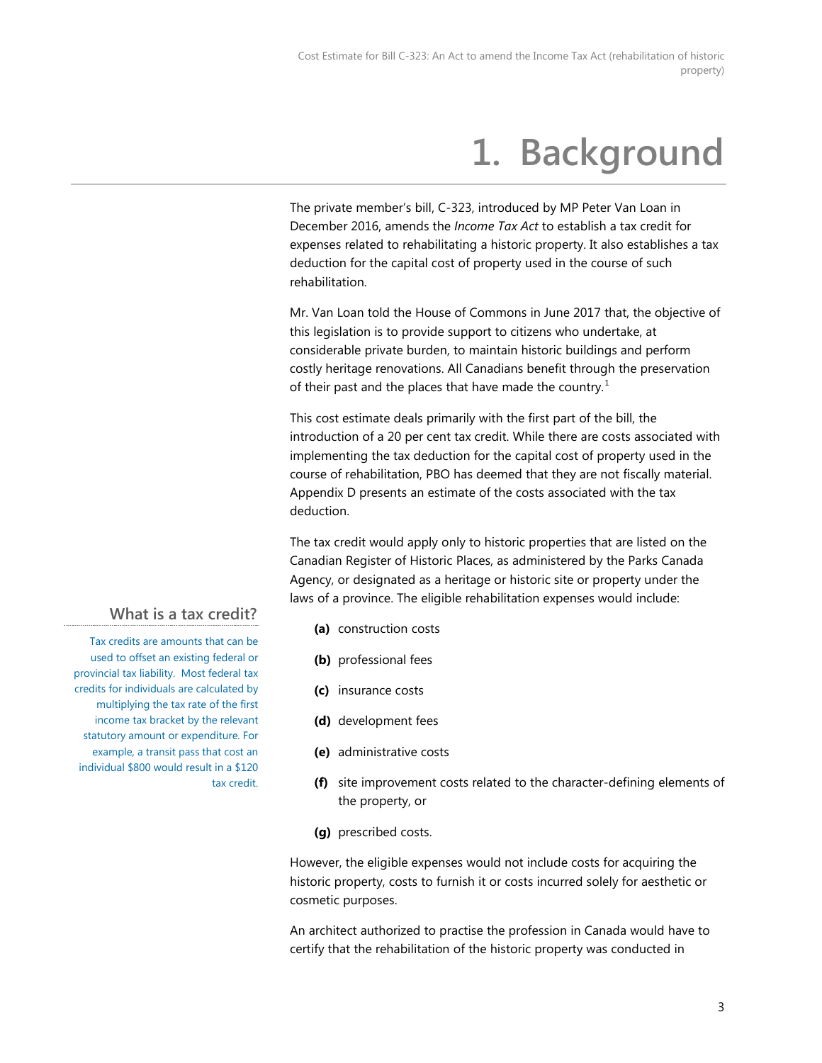# 1. Background

The private member's bill, C-323, introduced by MP Peter Van Loan in December 2016, amends the *Income Tax Act* to establish a tax credit for expenses related to rehabilitating a historic property. It also establishes a tax deduction for the capital cost of property used in the course of such rehabilitation.

Mr. Van Loan told the House of Commons in June 2017 that, the objective of this legislation is to provide support to citizens who undertake, at considerable private burden, to maintain historic buildings and perform costly heritage renovations. All Canadians benefit through the preservation of their past and the places that have made the country.[1]

This cost estimate deals primarily with the first part of the bill, the introduction of a 20 per cent tax credit. While there are costs associated with implementing the tax deduction for the capital cost of property used in the course of rehabilitation, PBO has deemed that they are not fiscally material. Appendix D presents an estimate of the costs associated with the tax deduction.

The tax credit would apply only to historic properties that are listed on the Canadian Register of Historic Places, as administered by the Parks Canada Agency, or designated as a heritage or historic site or property under the laws of a province. The eligible rehabilitation expenses would include:

### What is a tax credit?

Tax credits are amounts that can be used to offset an existing federal or provincial tax liability. Most federal tax credits for individuals are calculated by multiplying the tax rate of the first income tax bracket by the relevant statutory amount or expenditure. For example, a transit pass that cost an individual $800 would result in a $120 tax credit.

- **(a)** construction costs
- **(b)** professional fees
- **(c)** insurance costs
- **(d)** development fees
- **(e)** administrative costs
- **(f)** site improvement costs related to the character-defining elements of the property, or
- **(g)** prescribed costs.

However, the eligible expenses would not include costs for acquiring the historic property, costs to furnish it or costs incurred solely for aesthetic or cosmetic purposes.

An architect authorized to practise the profession in Canada would have to certify that the rehabilitation of the historic property was conducted in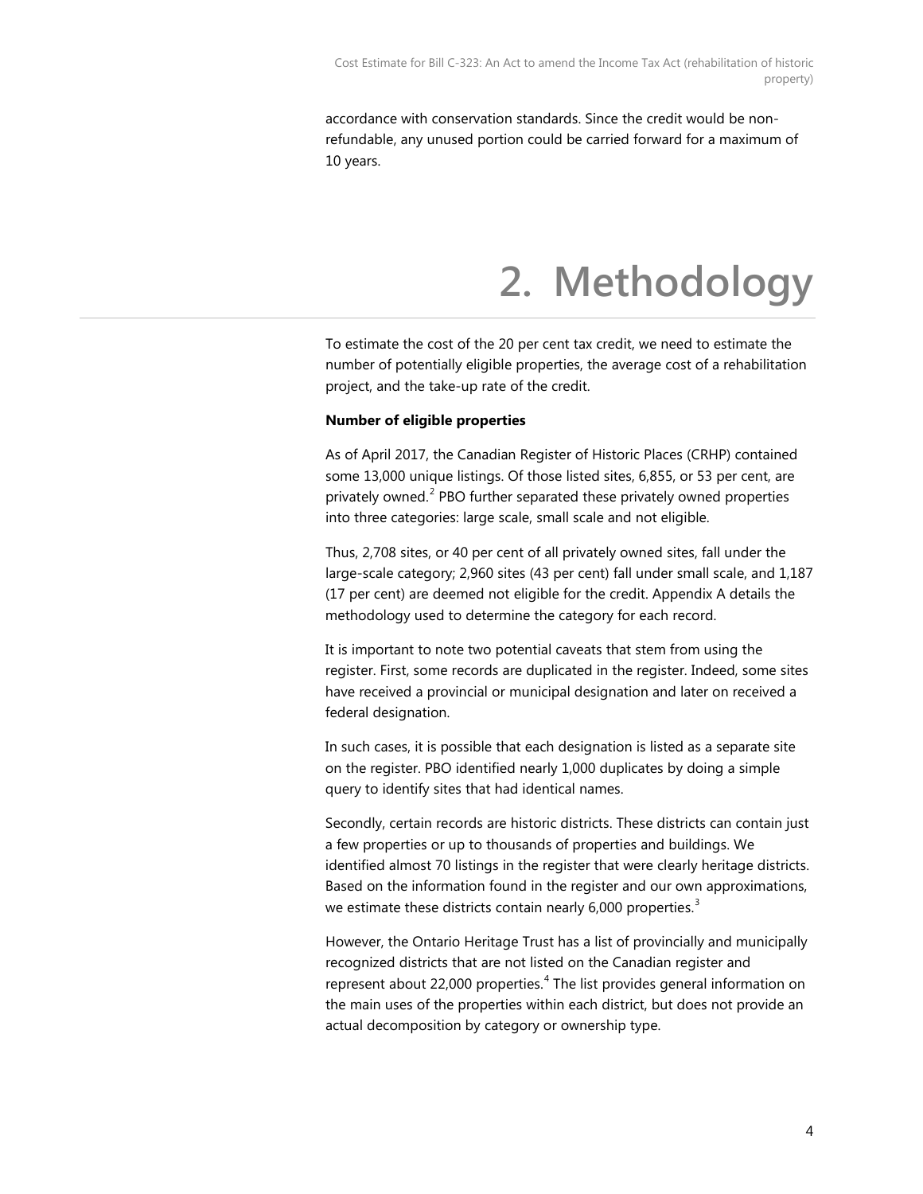accordance with conservation standards. Since the credit would be non-refundable, any unused portion could be carried forward for a maximum of 10 years.

# 2. Methodology

To estimate the cost of the 20 per cent tax credit, we need to estimate the number of potentially eligible properties, the average cost of a rehabilitation project, and the take-up rate of the credit.

**Number of eligible properties**

As of April 2017, the Canadian Register of Historic Places (CRHP) contained some 13,000 unique listings. Of those listed sites, 6,855, or 53 per cent, are privately owned.[2] PBO further separated these privately owned properties into three categories: large scale, small scale and not eligible.

Thus, 2,708 sites, or 40 per cent of all privately owned sites, fall under the large-scale category; 2,960 sites (43 per cent) fall under small scale, and 1,187 (17 per cent) are deemed not eligible for the credit. Appendix A details the methodology used to determine the category for each record.

It is important to note two potential caveats that stem from using the register. First, some records are duplicated in the register. Indeed, some sites have received a provincial or municipal designation and later on received a federal designation.

In such cases, it is possible that each designation is listed as a separate site on the register. PBO identified nearly 1,000 duplicates by doing a simple query to identify sites that had identical names.

Secondly, certain records are historic districts. These districts can contain just a few properties or up to thousands of properties and buildings. We identified almost 70 listings in the register that were clearly heritage districts. Based on the information found in the register and our own approximations, we estimate these districts contain nearly 6,000 properties.[3]

However, the Ontario Heritage Trust has a list of provincially and municipally recognized districts that are not listed on the Canadian register and represent about 22,000 properties.[4] The list provides general information on the main uses of the properties within each district, but does not provide an actual decomposition by category or ownership type.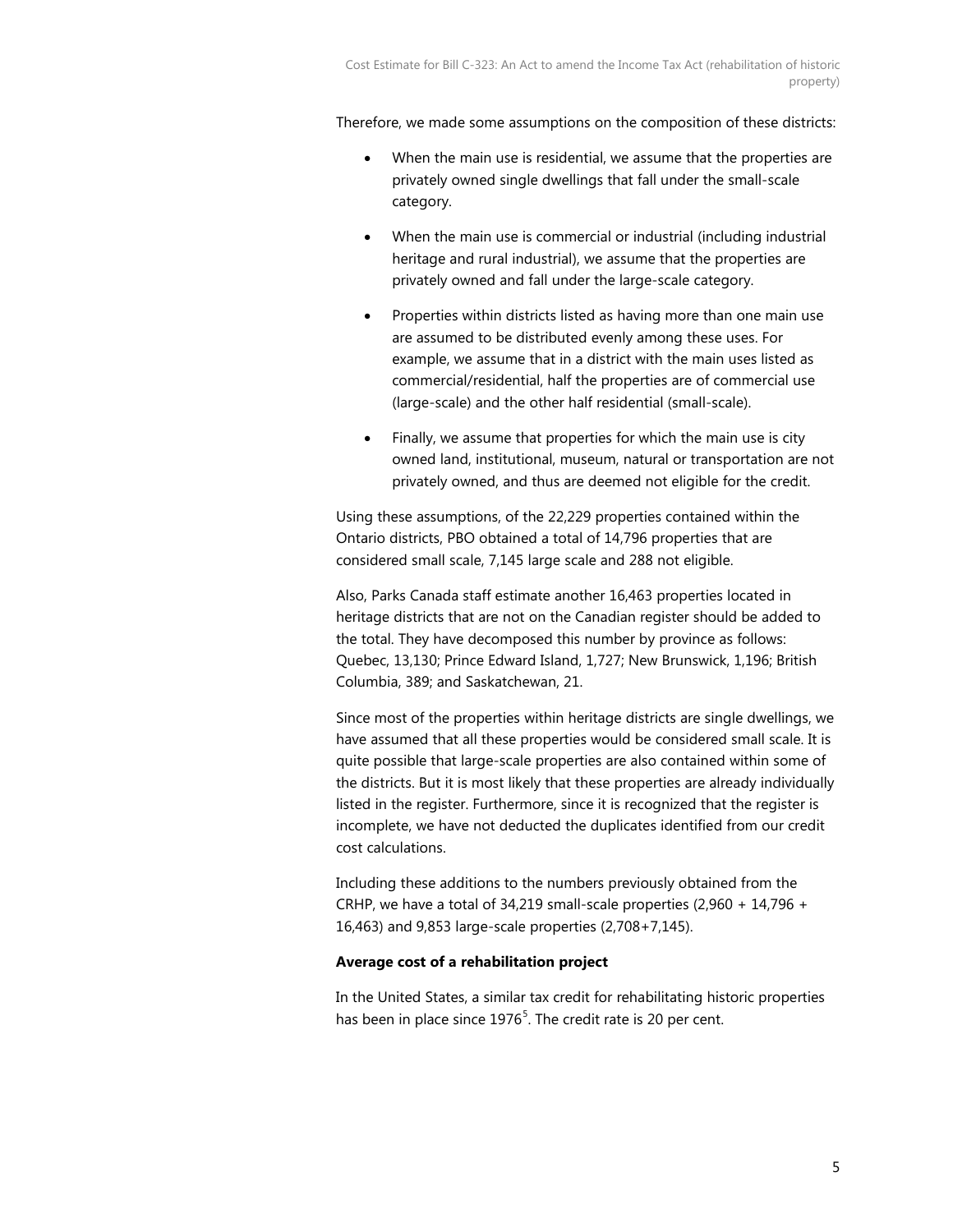Therefore, we made some assumptions on the composition of these districts:

- When the main use is residential, we assume that the properties are privately owned single dwellings that fall under the small-scale category.
- When the main use is commercial or industrial (including industrial heritage and rural industrial), we assume that the properties are privately owned and fall under the large-scale category.
- Properties within districts listed as having more than one main use are assumed to be distributed evenly among these uses. For example, we assume that in a district with the main uses listed as commercial/residential, half the properties are of commercial use (large-scale) and the other half residential (small-scale).
- Finally, we assume that properties for which the main use is city owned land, institutional, museum, natural or transportation are not privately owned, and thus are deemed not eligible for the credit.

Using these assumptions, of the 22,229 properties contained within the Ontario districts, PBO obtained a total of 14,796 properties that are considered small scale, 7,145 large scale and 288 not eligible.

Also, Parks Canada staff estimate another 16,463 properties located in heritage districts that are not on the Canadian register should be added to the total. They have decomposed this number by province as follows: Quebec, 13,130; Prince Edward Island, 1,727; New Brunswick, 1,196; British Columbia, 389; and Saskatchewan, 21.

Since most of the properties within heritage districts are single dwellings, we have assumed that all these properties would be considered small scale. It is quite possible that large-scale properties are also contained within some of the districts. But it is most likely that these properties are already individually listed in the register. Furthermore, since it is recognized that the register is incomplete, we have not deducted the duplicates identified from our credit cost calculations.

Including these additions to the numbers previously obtained from the CRHP, we have a total of 34,219 small-scale properties (2,960 + 14,796 + 16,463) and 9,853 large-scale properties (2,708+7,145).

**Average cost of a rehabilitation project**

In the United States, a similar tax credit for rehabilitating historic properties has been in place since 1976[5]. The credit rate is 20 per cent.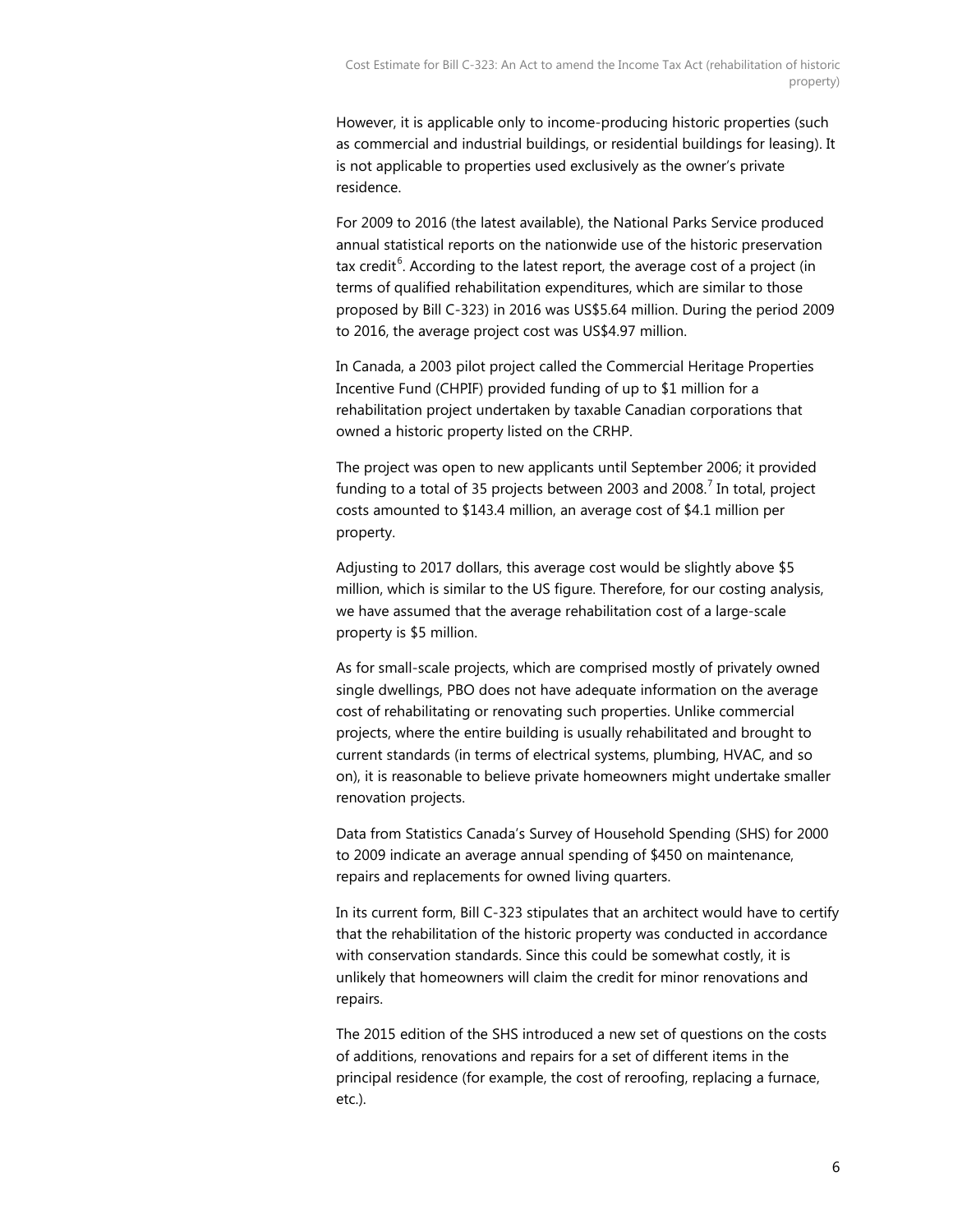However, it is applicable only to income-producing historic properties (such as commercial and industrial buildings, or residential buildings for leasing). It is not applicable to properties used exclusively as the owner's private residence.

For 2009 to 2016 (the latest available), the National Parks Service produced annual statistical reports on the nationwide use of the historic preservation tax credit[6]. According to the latest report, the average cost of a project (in terms of qualified rehabilitation expenditures, which are similar to those proposed by Bill C-323) in 2016 was US$5.64 million. During the period 2009 to 2016, the average project cost was US$4.97 million.

In Canada, a 2003 pilot project called the Commercial Heritage Properties Incentive Fund (CHPIF) provided funding of up to $1 million for a rehabilitation project undertaken by taxable Canadian corporations that owned a historic property listed on the CRHP.

The project was open to new applicants until September 2006; it provided funding to a total of 35 projects between 2003 and 2008.[7] In total, project costs amounted to $143.4 million, an average cost of $4.1 million per property.

Adjusting to 2017 dollars, this average cost would be slightly above $5 million, which is similar to the US figure. Therefore, for our costing analysis, we have assumed that the average rehabilitation cost of a large-scale property is $5 million.

As for small-scale projects, which are comprised mostly of privately owned single dwellings, PBO does not have adequate information on the average cost of rehabilitating or renovating such properties. Unlike commercial projects, where the entire building is usually rehabilitated and brought to current standards (in terms of electrical systems, plumbing, HVAC, and so on), it is reasonable to believe private homeowners might undertake smaller renovation projects.

Data from Statistics Canada's Survey of Household Spending (SHS) for 2000 to 2009 indicate an average annual spending of $450 on maintenance, repairs and replacements for owned living quarters.

In its current form, Bill C-323 stipulates that an architect would have to certify that the rehabilitation of the historic property was conducted in accordance with conservation standards. Since this could be somewhat costly, it is unlikely that homeowners will claim the credit for minor renovations and repairs.

The 2015 edition of the SHS introduced a new set of questions on the costs of additions, renovations and repairs for a set of different items in the principal residence (for example, the cost of reroofing, replacing a furnace, etc.).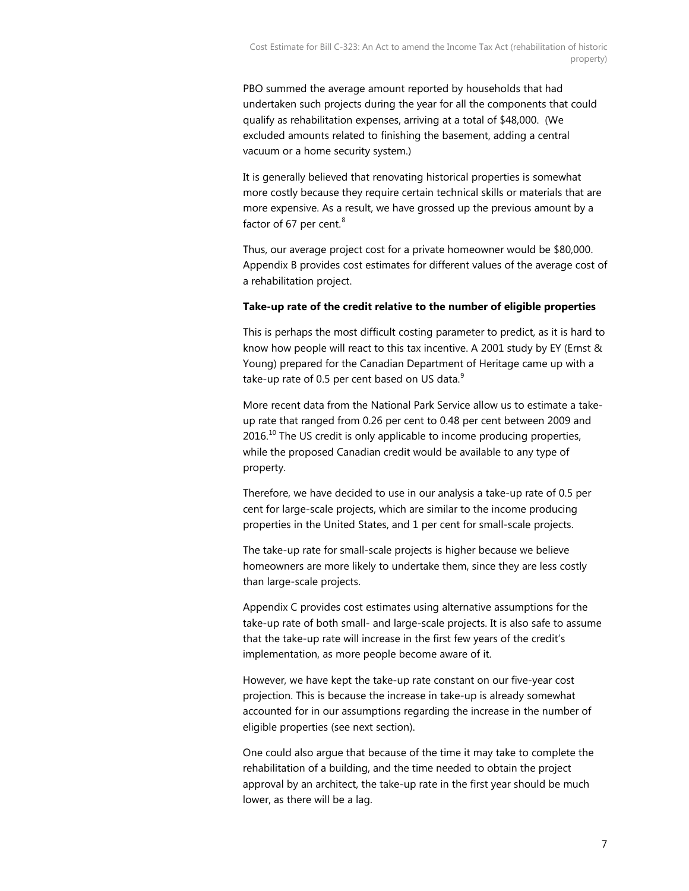PBO summed the average amount reported by households that had undertaken such projects during the year for all the components that could qualify as rehabilitation expenses, arriving at a total of $48,000. (We excluded amounts related to finishing the basement, adding a central vacuum or a home security system.)

It is generally believed that renovating historical properties is somewhat more costly because they require certain technical skills or materials that are more expensive. As a result, we have grossed up the previous amount by a factor of 67 per cent.[8]

Thus, our average project cost for a private homeowner would be $80,000. Appendix B provides cost estimates for different values of the average cost of a rehabilitation project.

**Take-up rate of the credit relative to the number of eligible properties**

This is perhaps the most difficult costing parameter to predict, as it is hard to know how people will react to this tax incentive. A 2001 study by EY (Ernst & Young) prepared for the Canadian Department of Heritage came up with a take-up rate of 0.5 per cent based on US data.[9]

More recent data from the National Park Service allow us to estimate a take-up rate that ranged from 0.26 per cent to 0.48 per cent between 2009 and 2016.[10] The US credit is only applicable to income producing properties, while the proposed Canadian credit would be available to any type of property.

Therefore, we have decided to use in our analysis a take-up rate of 0.5 per cent for large-scale projects, which are similar to the income producing properties in the United States, and 1 per cent for small-scale projects.

The take-up rate for small-scale projects is higher because we believe homeowners are more likely to undertake them, since they are less costly than large-scale projects.

Appendix C provides cost estimates using alternative assumptions for the take-up rate of both small- and large-scale projects. It is also safe to assume that the take-up rate will increase in the first few years of the credit's implementation, as more people become aware of it.

However, we have kept the take-up rate constant on our five-year cost projection. This is because the increase in take-up is already somewhat accounted for in our assumptions regarding the increase in the number of eligible properties (see next section).

One could also argue that because of the time it may take to complete the rehabilitation of a building, and the time needed to obtain the project approval by an architect, the take-up rate in the first year should be much lower, as there will be a lag.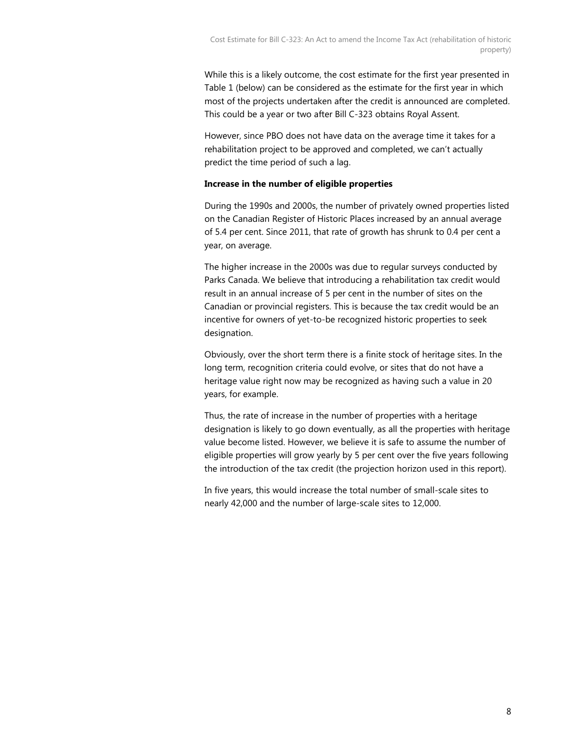While this is a likely outcome, the cost estimate for the first year presented in Table 1 (below) can be considered as the estimate for the first year in which most of the projects undertaken after the credit is announced are completed. This could be a year or two after Bill C-323 obtains Royal Assent.

However, since PBO does not have data on the average time it takes for a rehabilitation project to be approved and completed, we can't actually predict the time period of such a lag.

**Increase in the number of eligible properties**

During the 1990s and 2000s, the number of privately owned properties listed on the Canadian Register of Historic Places increased by an annual average of 5.4 per cent. Since 2011, that rate of growth has shrunk to 0.4 per cent a year, on average.

The higher increase in the 2000s was due to regular surveys conducted by Parks Canada. We believe that introducing a rehabilitation tax credit would result in an annual increase of 5 per cent in the number of sites on the Canadian or provincial registers. This is because the tax credit would be an incentive for owners of yet-to-be recognized historic properties to seek designation.

Obviously, over the short term there is a finite stock of heritage sites. In the long term, recognition criteria could evolve, or sites that do not have a heritage value right now may be recognized as having such a value in 20 years, for example.

Thus, the rate of increase in the number of properties with a heritage designation is likely to go down eventually, as all the properties with heritage value become listed. However, we believe it is safe to assume the number of eligible properties will grow yearly by 5 per cent over the five years following the introduction of the tax credit (the projection horizon used in this report).

In five years, this would increase the total number of small-scale sites to nearly 42,000 and the number of large-scale sites to 12,000.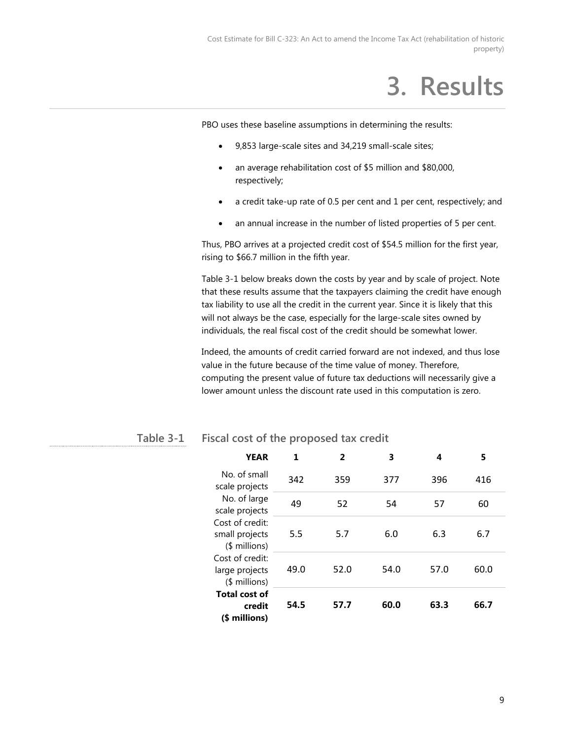# 3. Results

PBO uses these baseline assumptions in determining the results:

- 9,853 large-scale sites and 34,219 small-scale sites;
- an average rehabilitation cost of $5 million and $80,000, respectively;
- a credit take-up rate of 0.5 per cent and 1 per cent, respectively; and
- an annual increase in the number of listed properties of 5 per cent.

Thus, PBO arrives at a projected credit cost of $54.5 million for the first year, rising to $66.7 million in the fifth year.

Table 3-1 below breaks down the costs by year and by scale of project. Note that these results assume that the taxpayers claiming the credit have enough tax liability to use all the credit in the current year. Since it is likely that this will not always be the case, especially for the large-scale sites owned by individuals, the real fiscal cost of the credit should be somewhat lower.

Indeed, the amounts of credit carried forward are not indexed, and thus lose value in the future because of the time value of money. Therefore, computing the present value of future tax deductions will necessarily give a lower amount unless the discount rate used in this computation is zero.

**Table 3-1 Fiscal cost of the proposed tax credit**

| YEAR | 1 | 2 | 3 | 4 | 5 |
|---|---|---|---|---|---|
| No. of small scale projects | 342 | 359 | 377 | 396 | 416 |
| No. of large scale projects | 49 | 52 | 54 | 57 | 60 |
| Cost of credit: small projects ($ millions) | 5.5 | 5.7 | 6.0 | 6.3 | 6.7 |
| Cost of credit: large projects ($ millions) | 49.0 | 52.0 | 54.0 | 57.0 | 60.0 |
| **Total cost of credit ($ millions)** | **54.5** | **57.7** | **60.0** | **63.3** | **66.7** |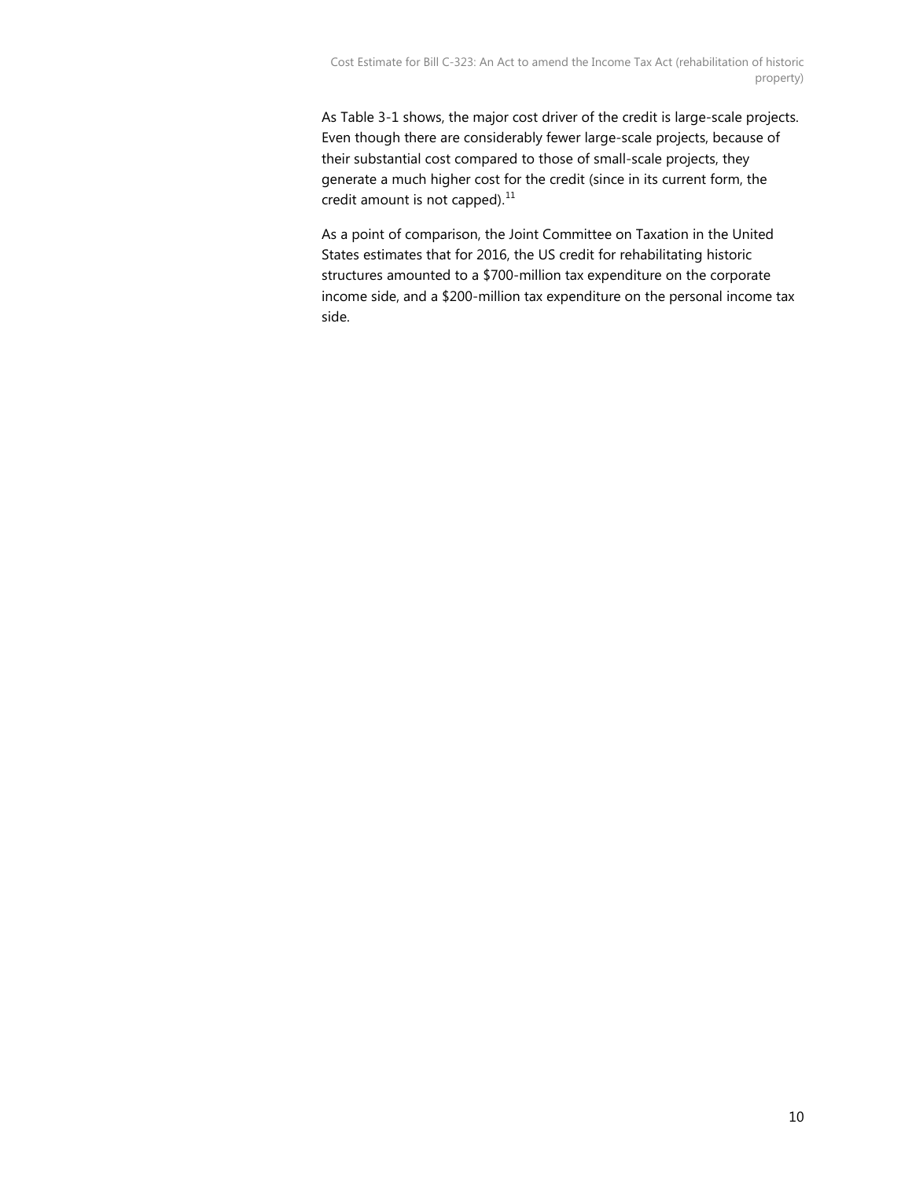As Table 3-1 shows, the major cost driver of the credit is large-scale projects. Even though there are considerably fewer large-scale projects, because of their substantial cost compared to those of small-scale projects, they generate a much higher cost for the credit (since in its current form, the credit amount is not capped).[11]

As a point of comparison, the Joint Committee on Taxation in the United States estimates that for 2016, the US credit for rehabilitating historic structures amounted to a $700-million tax expenditure on the corporate income side, and a $200-million tax expenditure on the personal income tax side.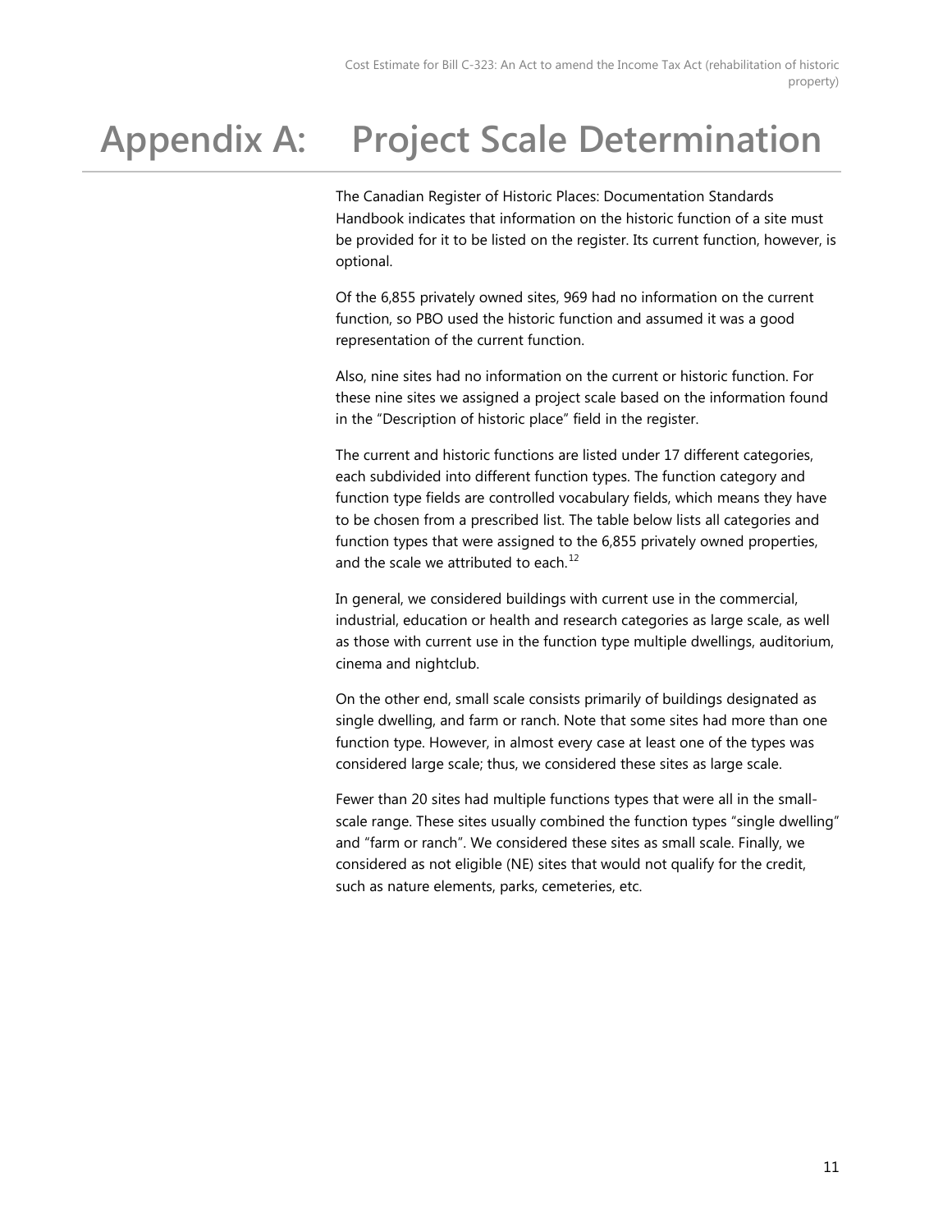# Appendix A: Project Scale Determination

The Canadian Register of Historic Places: Documentation Standards Handbook indicates that information on the historic function of a site must be provided for it to be listed on the register. Its current function, however, is optional.

Of the 6,855 privately owned sites, 969 had no information on the current function, so PBO used the historic function and assumed it was a good representation of the current function.

Also, nine sites had no information on the current or historic function. For these nine sites we assigned a project scale based on the information found in the "Description of historic place" field in the register.

The current and historic functions are listed under 17 different categories, each subdivided into different function types. The function category and function type fields are controlled vocabulary fields, which means they have to be chosen from a prescribed list. The table below lists all categories and function types that were assigned to the 6,855 privately owned properties, and the scale we attributed to each.[12]

In general, we considered buildings with current use in the commercial, industrial, education or health and research categories as large scale, as well as those with current use in the function type multiple dwellings, auditorium, cinema and nightclub.

On the other end, small scale consists primarily of buildings designated as single dwelling, and farm or ranch. Note that some sites had more than one function type. However, in almost every case at least one of the types was considered large scale; thus, we considered these sites as large scale.

Fewer than 20 sites had multiple functions types that were all in the small-scale range. These sites usually combined the function types "single dwelling" and "farm or ranch". We considered these sites as small scale. Finally, we considered as not eligible (NE) sites that would not qualify for the credit, such as nature elements, parks, cemeteries, etc.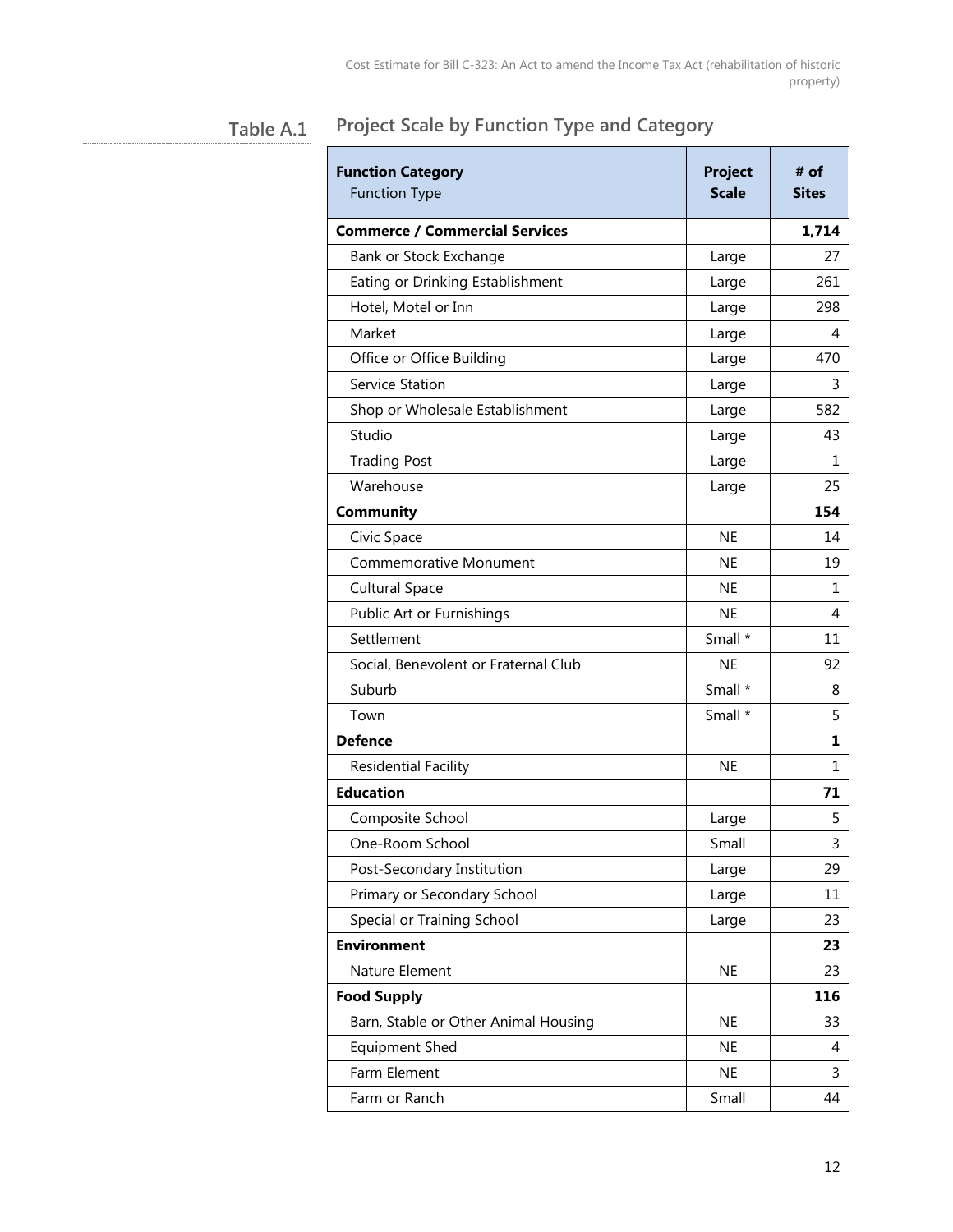**Table A.1** Project Scale by Function Type and Category

| **Function Category** Function Type | **Project Scale** | **# of Sites** |
|---|---|---|
| **Commerce / Commercial Services** | | **1,714** |
| Bank or Stock Exchange | Large | 27 |
| Eating or Drinking Establishment | Large | 261 |
| Hotel, Motel or Inn | Large | 298 |
| Market | Large | 4 |
| Office or Office Building | Large | 470 |
| Service Station | Large | 3 |
| Shop or Wholesale Establishment | Large | 582 |
| Studio | Large | 43 |
| Trading Post | Large | 1 |
| Warehouse | Large | 25 |
| **Community** | | **154** |
| Civic Space | NE | 14 |
| Commemorative Monument | NE | 19 |
| Cultural Space | NE | 1 |
| Public Art or Furnishings | NE | 4 |
| Settlement | Small * | 11 |
| Social, Benevolent or Fraternal Club | NE | 92 |
| Suburb | Small * | 8 |
| Town | Small * | 5 |
| **Defence** | | **1** |
| Residential Facility | NE | 1 |
| **Education** | | **71** |
| Composite School | Large | 5 |
| One-Room School | Small | 3 |
| Post-Secondary Institution | Large | 29 |
| Primary or Secondary School | Large | 11 |
| Special or Training School | Large | 23 |
| **Environment** | | **23** |
| Nature Element | NE | 23 |
| **Food Supply** | | **116** |
| Barn, Stable or Other Animal Housing | NE | 33 |
| Equipment Shed | NE | 4 |
| Farm Element | NE | 3 |
| Farm or Ranch | Small | 44 |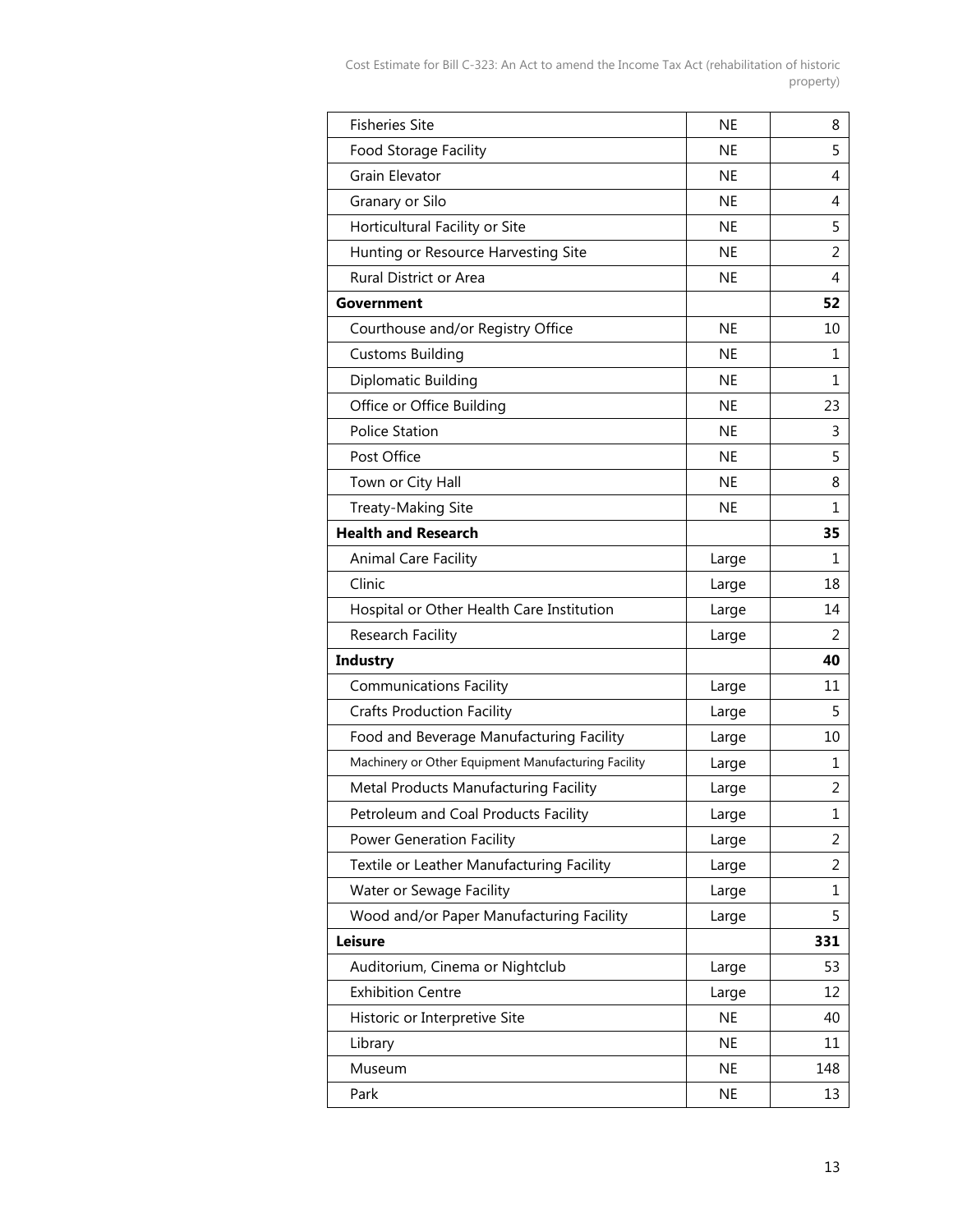| | | |
|---|---|---|
| Fisheries Site | NE | 8 |
| Food Storage Facility | NE | 5 |
| Grain Elevator | NE | 4 |
| Granary or Silo | NE | 4 |
| Horticultural Facility or Site | NE | 5 |
| Hunting or Resource Harvesting Site | NE | 2 |
| Rural District or Area | NE | 4 |
| **Government** | | **52** |
| Courthouse and/or Registry Office | NE | 10 |
| Customs Building | NE | 1 |
| Diplomatic Building | NE | 1 |
| Office or Office Building | NE | 23 |
| Police Station | NE | 3 |
| Post Office | NE | 5 |
| Town or City Hall | NE | 8 |
| Treaty-Making Site | NE | 1 |
| **Health and Research** | | **35** |
| Animal Care Facility | Large | 1 |
| Clinic | Large | 18 |
| Hospital or Other Health Care Institution | Large | 14 |
| Research Facility | Large | 2 |
| **Industry** | | **40** |
| Communications Facility | Large | 11 |
| Crafts Production Facility | Large | 5 |
| Food and Beverage Manufacturing Facility | Large | 10 |
| Machinery or Other Equipment Manufacturing Facility | Large | 1 |
| Metal Products Manufacturing Facility | Large | 2 |
| Petroleum and Coal Products Facility | Large | 1 |
| Power Generation Facility | Large | 2 |
| Textile or Leather Manufacturing Facility | Large | 2 |
| Water or Sewage Facility | Large | 1 |
| Wood and/or Paper Manufacturing Facility | Large | 5 |
| **Leisure** | | **331** |
| Auditorium, Cinema or Nightclub | Large | 53 |
| Exhibition Centre | Large | 12 |
| Historic or Interpretive Site | NE | 40 |
| Library | NE | 11 |
| Museum | NE | 148 |
| Park | NE | 13 |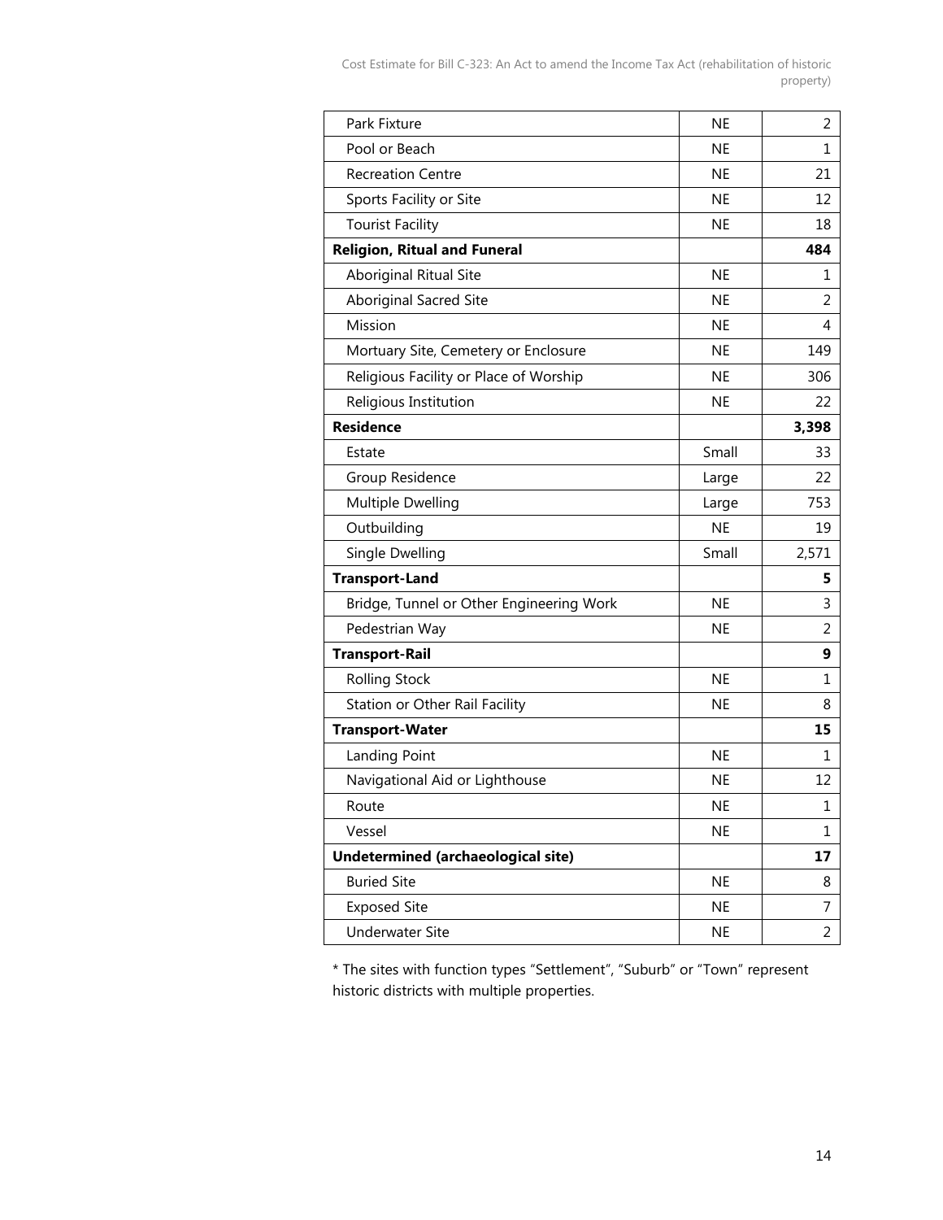| | | |
|---|---|---|
| Park Fixture | NE | 2 |
| Pool or Beach | NE | 1 |
| Recreation Centre | NE | 21 |
| Sports Facility or Site | NE | 12 |
| Tourist Facility | NE | 18 |
| **Religion, Ritual and Funeral** | | **484** |
| Aboriginal Ritual Site | NE | 1 |
| Aboriginal Sacred Site | NE | 2 |
| Mission | NE | 4 |
| Mortuary Site, Cemetery or Enclosure | NE | 149 |
| Religious Facility or Place of Worship | NE | 306 |
| Religious Institution | NE | 22 |
| **Residence** | | **3,398** |
| Estate | Small | 33 |
| Group Residence | Large | 22 |
| Multiple Dwelling | Large | 753 |
| Outbuilding | NE | 19 |
| Single Dwelling | Small | 2,571 |
| **Transport-Land** | | **5** |
| Bridge, Tunnel or Other Engineering Work | NE | 3 |
| Pedestrian Way | NE | 2 |
| **Transport-Rail** | | **9** |
| Rolling Stock | NE | 1 |
| Station or Other Rail Facility | NE | 8 |
| **Transport-Water** | | **15** |
| Landing Point | NE | 1 |
| Navigational Aid or Lighthouse | NE | 12 |
| Route | NE | 1 |
| Vessel | NE | 1 |
| **Undetermined (archaeological site)** | | **17** |
| Buried Site | NE | 8 |
| Exposed Site | NE | 7 |
| Underwater Site | NE | 2 |

* The sites with function types “Settlement”, “Suburb” or “Town” represent historic districts with multiple properties.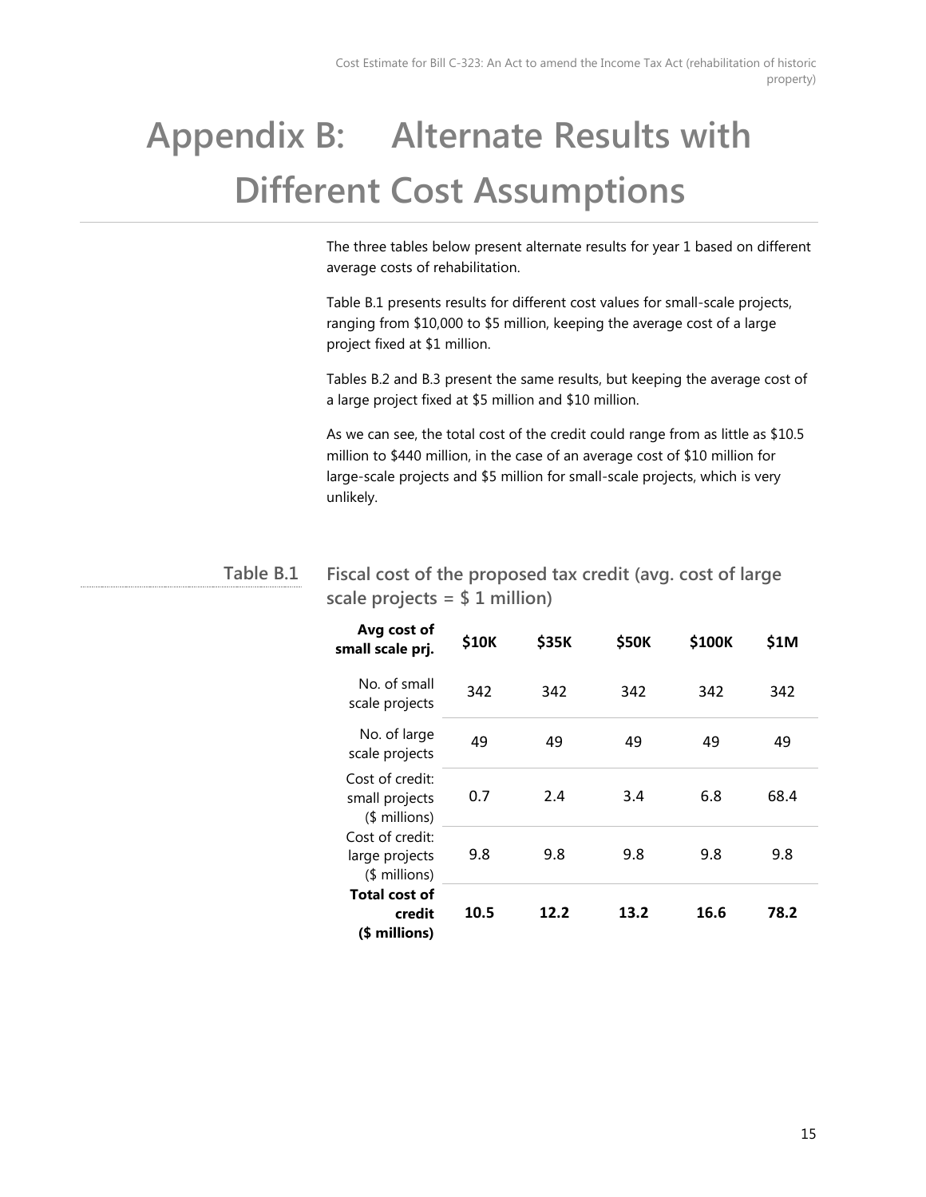# Appendix B: Alternate Results with Different Cost Assumptions

The three tables below present alternate results for year 1 based on different average costs of rehabilitation.

Table B.1 presents results for different cost values for small-scale projects, ranging from $10,000 to $5 million, keeping the average cost of a large project fixed at $1 million.

Tables B.2 and B.3 present the same results, but keeping the average cost of a large project fixed at $5 million and $10 million.

As we can see, the total cost of the credit could range from as little as $10.5 million to $440 million, in the case of an average cost of $10 million for large-scale projects and $5 million for small-scale projects, which is very unlikely.

**Table B.1 Fiscal cost of the proposed tax credit (avg. cost of large scale projects = $ 1 million)**

| Avg cost of small scale prj. | $10K | $35K | $50K | $100K | $1M |
|---|---|---|---|---|---|
| No. of small scale projects | 342 | 342 | 342 | 342 | 342 |
| No. of large scale projects | 49 | 49 | 49 | 49 | 49 |
| Cost of credit: small projects ($ millions) | 0.7 | 2.4 | 3.4 | 6.8 | 68.4 |
| Cost of credit: large projects ($ millions) | 9.8 | 9.8 | 9.8 | 9.8 | 9.8 |
| **Total cost of credit ($ millions)** | **10.5** | **12.2** | **13.2** | **16.6** | **78.2** |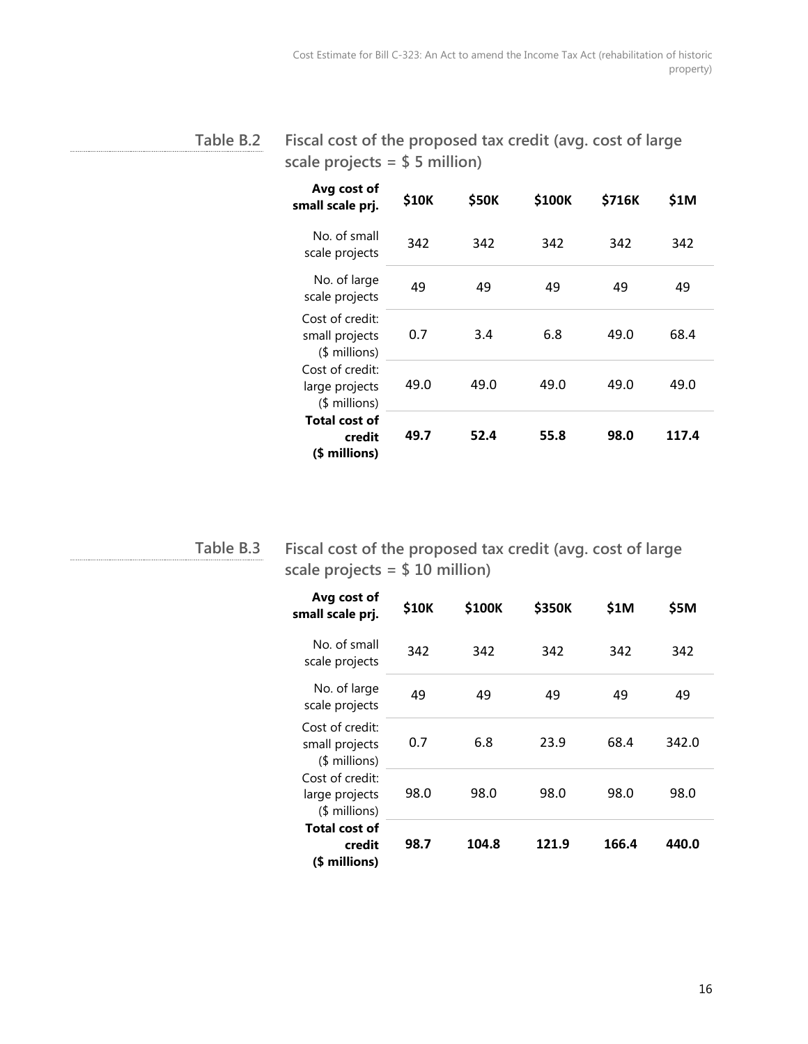**Table B.2** Fiscal cost of the proposed tax credit (avg. cost of large scale projects = $ 5 million)

| **Avg cost of small scale prj.** | **$10K** | **$50K** | **$100K** | **$716K** | **$1M** |
|---|---|---|---|---|---|
| No. of small scale projects | 342 | 342 | 342 | 342 | 342 |
| No. of large scale projects | 49 | 49 | 49 | 49 | 49 |
| Cost of credit: small projects ($ millions) | 0.7 | 3.4 | 6.8 | 49.0 | 68.4 |
| Cost of credit: large projects ($ millions) | 49.0 | 49.0 | 49.0 | 49.0 | 49.0 |
| **Total cost of credit ($ millions)** | **49.7** | **52.4** | **55.8** | **98.0** | **117.4** |

**Table B.3** Fiscal cost of the proposed tax credit (avg. cost of large scale projects = $ 10 million)

| **Avg cost of small scale prj.** | **$10K** | **$100K** | **$350K** | **$1M** | **$5M** |
|---|---|---|---|---|---|
| No. of small scale projects | 342 | 342 | 342 | 342 | 342 |
| No. of large scale projects | 49 | 49 | 49 | 49 | 49 |
| Cost of credit: small projects ($ millions) | 0.7 | 6.8 | 23.9 | 68.4 | 342.0 |
| Cost of credit: large projects ($ millions) | 98.0 | 98.0 | 98.0 | 98.0 | 98.0 |
| **Total cost of credit ($ millions)** | **98.7** | **104.8** | **121.9** | **166.4** | **440.0** |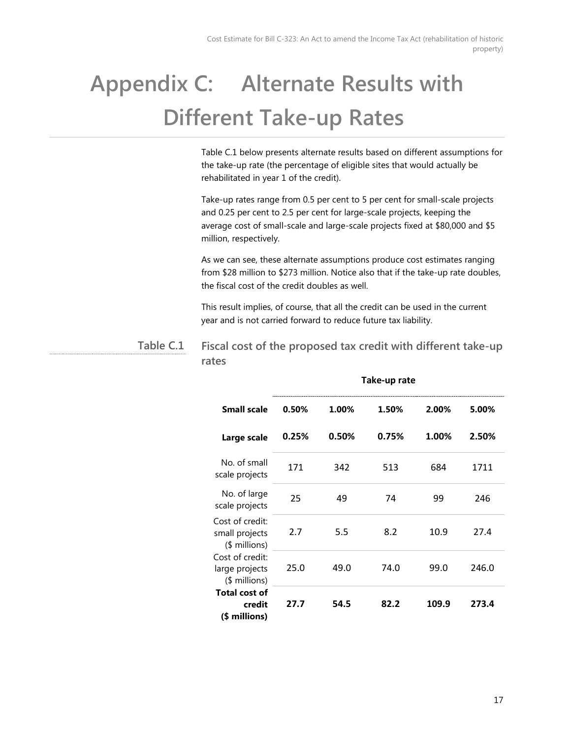# Appendix C: Alternate Results with Different Take-up Rates

Table C.1 below presents alternate results based on different assumptions for the take-up rate (the percentage of eligible sites that would actually be rehabilitated in year 1 of the credit).

Take-up rates range from 0.5 per cent to 5 per cent for small-scale projects and 0.25 per cent to 2.5 per cent for large-scale projects, keeping the average cost of small-scale and large-scale projects fixed at $80,000 and $5 million, respectively.

As we can see, these alternate assumptions produce cost estimates ranging from $28 million to $273 million. Notice also that if the take-up rate doubles, the fiscal cost of the credit doubles as well.

This result implies, of course, that all the credit can be used in the current year and is not carried forward to reduce future tax liability.

**Table C.1 Fiscal cost of the proposed tax credit with different take-up rates**

| | Take-up rate | | | | |
|---|---|---|---|---|---|
| **Small scale** | **0.50%** | **1.00%** | **1.50%** | **2.00%** | **5.00%** |
| **Large scale** | **0.25%** | **0.50%** | **0.75%** | **1.00%** | **2.50%** |
| No. of small scale projects | 171 | 342 | 513 | 684 | 1711 |
| No. of large scale projects | 25 | 49 | 74 | 99 | 246 |
| Cost of credit: small projects ($ millions) | 2.7 | 5.5 | 8.2 | 10.9 | 27.4 |
| Cost of credit: large projects ($ millions) | 25.0 | 49.0 | 74.0 | 99.0 | 246.0 |
| **Total cost of credit ($ millions)** | **27.7** | **54.5** | **82.2** | **109.9** | **273.4** |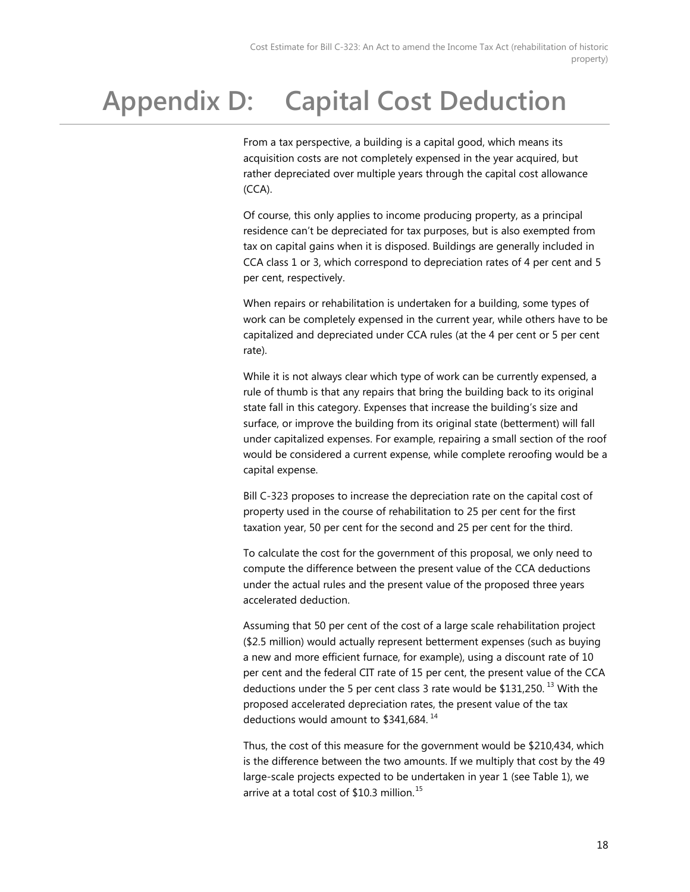# Appendix D: Capital Cost Deduction

From a tax perspective, a building is a capital good, which means its acquisition costs are not completely expensed in the year acquired, but rather depreciated over multiple years through the capital cost allowance (CCA).

Of course, this only applies to income producing property, as a principal residence can't be depreciated for tax purposes, but is also exempted from tax on capital gains when it is disposed. Buildings are generally included in CCA class 1 or 3, which correspond to depreciation rates of 4 per cent and 5 per cent, respectively.

When repairs or rehabilitation is undertaken for a building, some types of work can be completely expensed in the current year, while others have to be capitalized and depreciated under CCA rules (at the 4 per cent or 5 per cent rate).

While it is not always clear which type of work can be currently expensed, a rule of thumb is that any repairs that bring the building back to its original state fall in this category. Expenses that increase the building's size and surface, or improve the building from its original state (betterment) will fall under capitalized expenses. For example, repairing a small section of the roof would be considered a current expense, while complete reroofing would be a capital expense.

Bill C-323 proposes to increase the depreciation rate on the capital cost of property used in the course of rehabilitation to 25 per cent for the first taxation year, 50 per cent for the second and 25 per cent for the third.

To calculate the cost for the government of this proposal, we only need to compute the difference between the present value of the CCA deductions under the actual rules and the present value of the proposed three years accelerated deduction.

Assuming that 50 per cent of the cost of a large scale rehabilitation project ($2.5 million) would actually represent betterment expenses (such as buying a new and more efficient furnace, for example), using a discount rate of 10 per cent and the federal CIT rate of 15 per cent, the present value of the CCA deductions under the 5 per cent class 3 rate would be $131,250. [13] With the proposed accelerated depreciation rates, the present value of the tax deductions would amount to $341,684. [14]

Thus, the cost of this measure for the government would be $210,434, which is the difference between the two amounts. If we multiply that cost by the 49 large-scale projects expected to be undertaken in year 1 (see Table 1), we arrive at a total cost of $10.3 million.[15]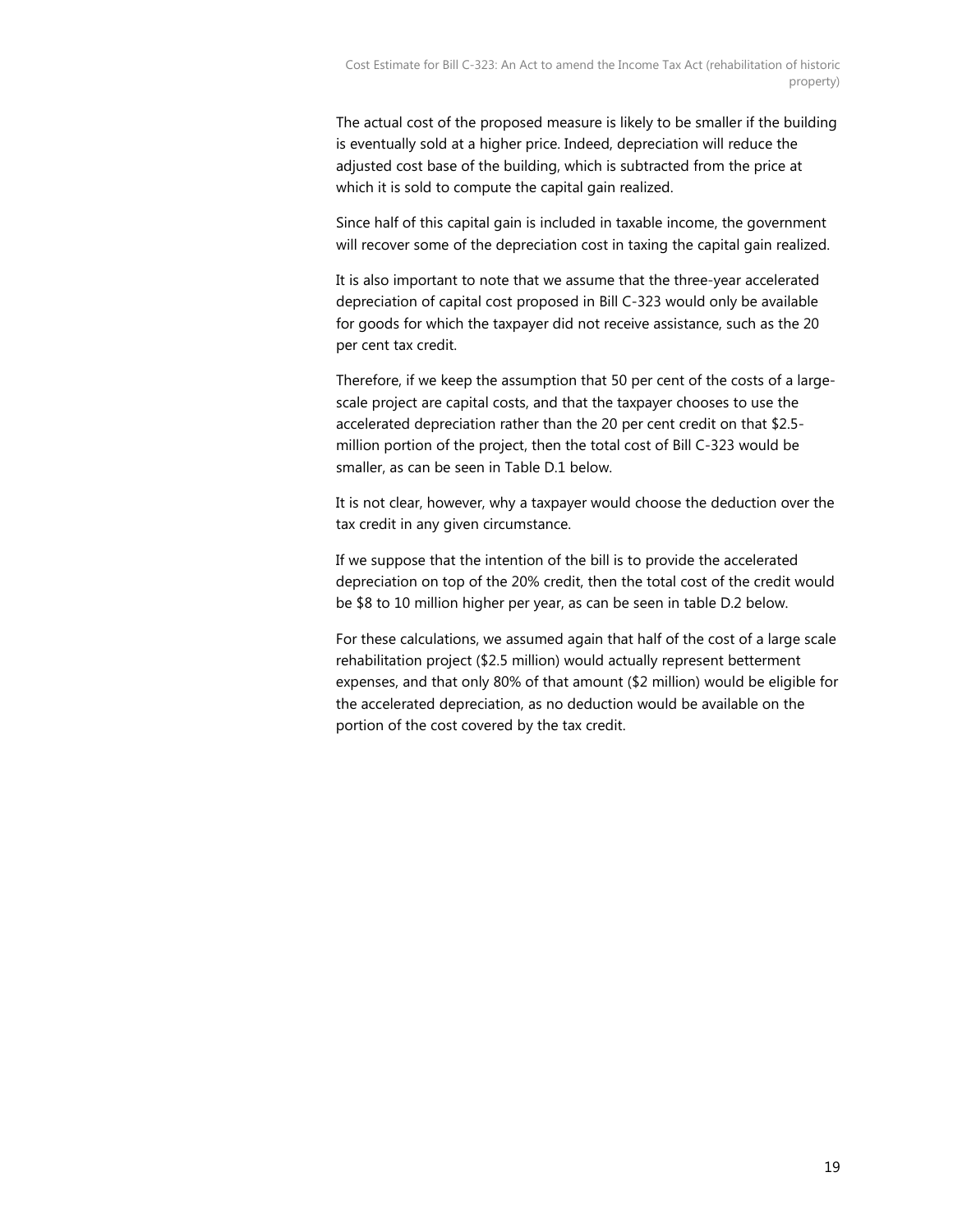The actual cost of the proposed measure is likely to be smaller if the building is eventually sold at a higher price. Indeed, depreciation will reduce the adjusted cost base of the building, which is subtracted from the price at which it is sold to compute the capital gain realized.

Since half of this capital gain is included in taxable income, the government will recover some of the depreciation cost in taxing the capital gain realized.

It is also important to note that we assume that the three-year accelerated depreciation of capital cost proposed in Bill C-323 would only be available for goods for which the taxpayer did not receive assistance, such as the 20 per cent tax credit.

Therefore, if we keep the assumption that 50 per cent of the costs of a large-scale project are capital costs, and that the taxpayer chooses to use the accelerated depreciation rather than the 20 per cent credit on that $2.5-million portion of the project, then the total cost of Bill C-323 would be smaller, as can be seen in Table D.1 below.

It is not clear, however, why a taxpayer would choose the deduction over the tax credit in any given circumstance.

If we suppose that the intention of the bill is to provide the accelerated depreciation on top of the 20% credit, then the total cost of the credit would be $8 to 10 million higher per year, as can be seen in table D.2 below.

For these calculations, we assumed again that half of the cost of a large scale rehabilitation project ($2.5 million) would actually represent betterment expenses, and that only 80% of that amount ($2 million) would be eligible for the accelerated depreciation, as no deduction would be available on the portion of the cost covered by the tax credit.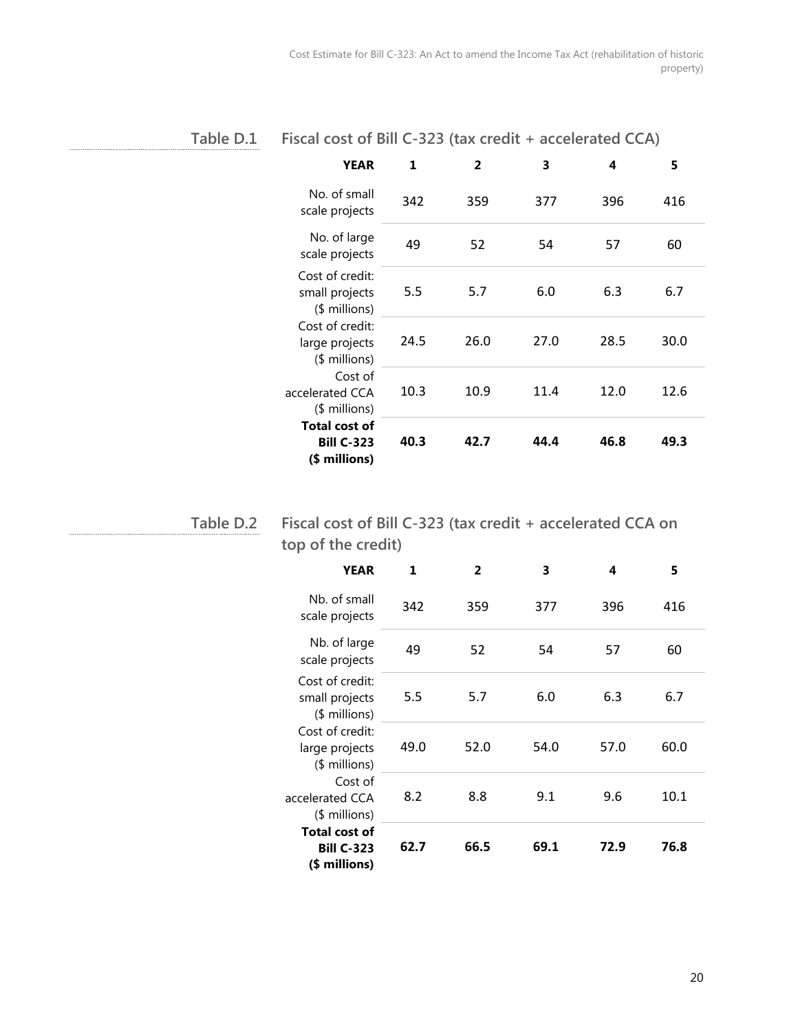**Table D.1 Fiscal cost of Bill C-323 (tax credit + accelerated CCA)**

| YEAR | 1 | 2 | 3 | 4 | 5 |
|---|---|---|---|---|---|
| No. of small scale projects | 342 | 359 | 377 | 396 | 416 |
| No. of large scale projects | 49 | 52 | 54 | 57 | 60 |
| Cost of credit: small projects ($ millions) | 5.5 | 5.7 | 6.0 | 6.3 | 6.7 |
| Cost of credit: large projects ($ millions) | 24.5 | 26.0 | 27.0 | 28.5 | 30.0 |
| Cost of accelerated CCA ($ millions) | 10.3 | 10.9 | 11.4 | 12.0 | 12.6 |
| **Total cost of Bill C-323 ($ millions)** | **40.3** | **42.7** | **44.4** | **46.8** | **49.3** |

**Table D.2 Fiscal cost of Bill C-323 (tax credit + accelerated CCA on top of the credit)**

| YEAR | 1 | 2 | 3 | 4 | 5 |
|---|---|---|---|---|---|
| Nb. of small scale projects | 342 | 359 | 377 | 396 | 416 |
| Nb. of large scale projects | 49 | 52 | 54 | 57 | 60 |
| Cost of credit: small projects ($ millions) | 5.5 | 5.7 | 6.0 | 6.3 | 6.7 |
| Cost of credit: large projects ($ millions) | 49.0 | 52.0 | 54.0 | 57.0 | 60.0 |
| Cost of accelerated CCA ($ millions) | 8.2 | 8.8 | 9.1 | 9.6 | 10.1 |
| **Total cost of Bill C-323 ($ millions)** | **62.7** | **66.5** | **69.1** | **72.9** | **76.8** |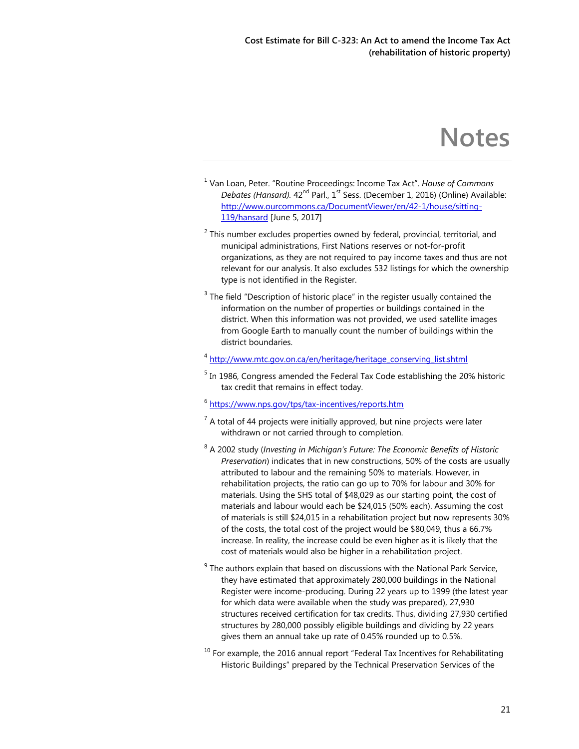# Notes

[1] Van Loan, Peter. "Routine Proceedings: Income Tax Act". *House of Commons Debates (Hansard).* 42nd Parl., 1st Sess. (December 1, 2016) (Online) Available: http://www.ourcommons.ca/DocumentViewer/en/42-1/house/sitting-119/hansard [June 5, 2017]

[2] This number excludes properties owned by federal, provincial, territorial, and municipal administrations, First Nations reserves or not-for-profit organizations, as they are not required to pay income taxes and thus are not relevant for our analysis. It also excludes 532 listings for which the ownership type is not identified in the Register.

[3] The field "Description of historic place" in the register usually contained the information on the number of properties or buildings contained in the district. When this information was not provided, we used satellite images from Google Earth to manually count the number of buildings within the district boundaries.

[4] http://www.mtc.gov.on.ca/en/heritage/heritage_conserving_list.shtml

[5] In 1986, Congress amended the Federal Tax Code establishing the 20% historic tax credit that remains in effect today.

[6] https://www.nps.gov/tps/tax-incentives/reports.htm

[7] A total of 44 projects were initially approved, but nine projects were later withdrawn or not carried through to completion.

[8] A 2002 study (*Investing in Michigan's Future: The Economic Benefits of Historic Preservation*) indicates that in new constructions, 50% of the costs are usually attributed to labour and the remaining 50% to materials. However, in rehabilitation projects, the ratio can go up to 70% for labour and 30% for materials. Using the SHS total of $48,029 as our starting point, the cost of materials and labour would each be $24,015 (50% each). Assuming the cost of materials is still $24,015 in a rehabilitation project but now represents 30% of the costs, the total cost of the project would be $80,049, thus a 66.7% increase. In reality, the increase could be even higher as it is likely that the cost of materials would also be higher in a rehabilitation project.

[9] The authors explain that based on discussions with the National Park Service, they have estimated that approximately 280,000 buildings in the National Register were income-producing. During 22 years up to 1999 (the latest year for which data were available when the study was prepared), 27,930 structures received certification for tax credits. Thus, dividing 27,930 certified structures by 280,000 possibly eligible buildings and dividing by 22 years gives them an annual take up rate of 0.45% rounded up to 0.5%.

[10] For example, the 2016 annual report "Federal Tax Incentives for Rehabilitating Historic Buildings" prepared by the Technical Preservation Services of the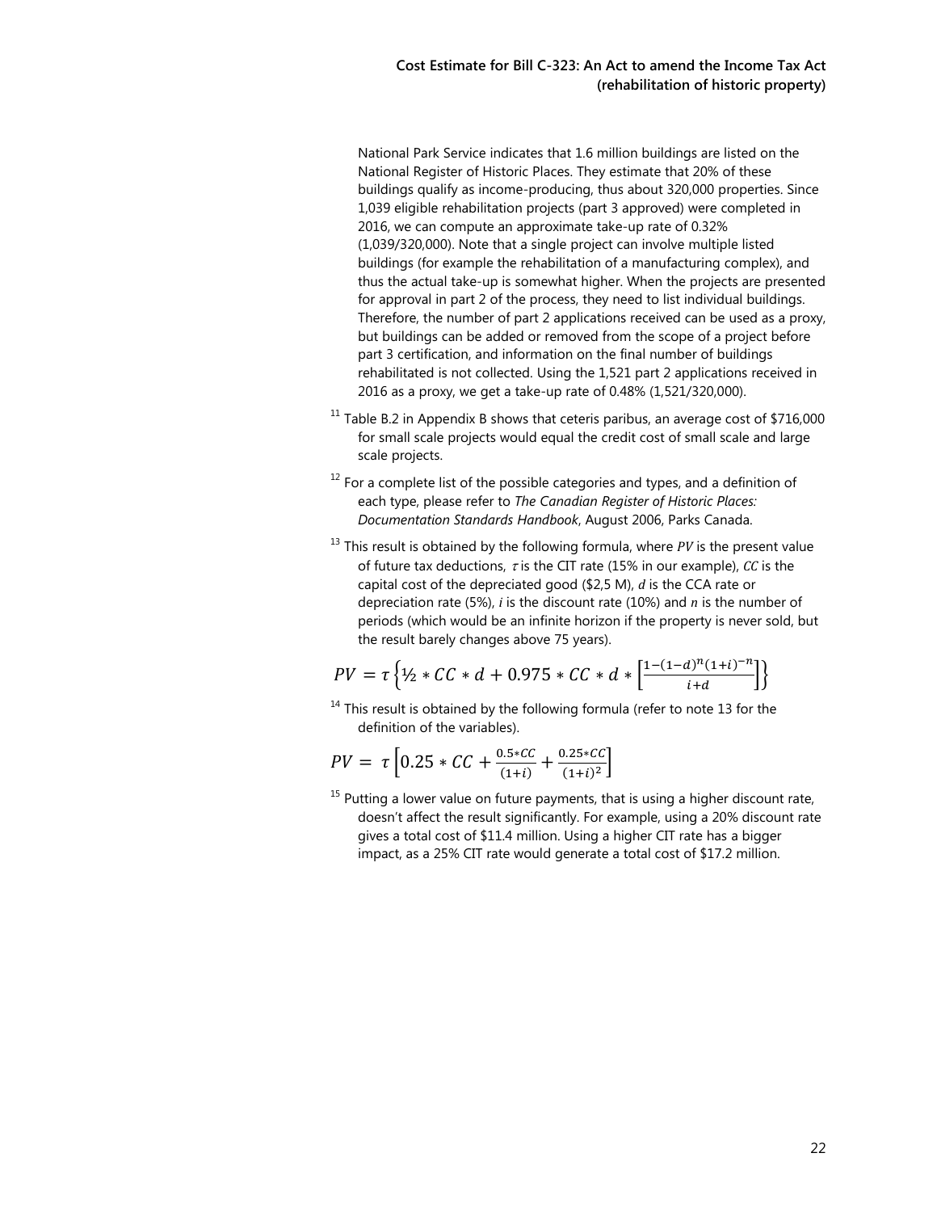National Park Service indicates that 1.6 million buildings are listed on the National Register of Historic Places. They estimate that 20% of these buildings qualify as income-producing, thus about 320,000 properties. Since 1,039 eligible rehabilitation projects (part 3 approved) were completed in 2016, we can compute an approximate take-up rate of 0.32% (1,039/320,000). Note that a single project can involve multiple listed buildings (for example the rehabilitation of a manufacturing complex), and thus the actual take-up is somewhat higher. When the projects are presented for approval in part 2 of the process, they need to list individual buildings. Therefore, the number of part 2 applications received can be used as a proxy, but buildings can be added or removed from the scope of a project before part 3 certification, and information on the final number of buildings rehabilitated is not collected. Using the 1,521 part 2 applications received in 2016 as a proxy, we get a take-up rate of 0.48% (1,521/320,000).

[11] Table B.2 in Appendix B shows that ceteris paribus, an average cost of $716,000 for small scale projects would equal the credit cost of small scale and large scale projects.

[12] For a complete list of the possible categories and types, and a definition of each type, please refer to *The Canadian Register of Historic Places: Documentation Standards Handbook*, August 2006, Parks Canada.

[13] This result is obtained by the following formula, where $PV$ is the present value of future tax deductions, $\tau$ is the CIT rate (15% in our example), $CC$ is the capital cost of the depreciated good ($2,5 M), $d$ is the CCA rate or depreciation rate (5%), $i$ is the discount rate (10%) and $n$ is the number of periods (which would be an infinite horizon if the property is never sold, but the result barely changes above 75 years).

$$PV = \tau \left\{ ½ * CC * d + 0.975 * CC * d * \left[ \frac{1-(1-d)^n(1+i)^{-n}}{i+d} \right] \right\}$$

[14] This result is obtained by the following formula (refer to note 13 for the definition of the variables).

$$PV = \tau \left[ 0.25 * CC + \frac{0.5*CC}{(1+i)} + \frac{0.25*CC}{(1+i)^2} \right]$$

[15] Putting a lower value on future payments, that is using a higher discount rate, doesn't affect the result significantly. For example, using a 20% discount rate gives a total cost of $11.4 million. Using a higher CIT rate has a bigger impact, as a 25% CIT rate would generate a total cost of $17.2 million.